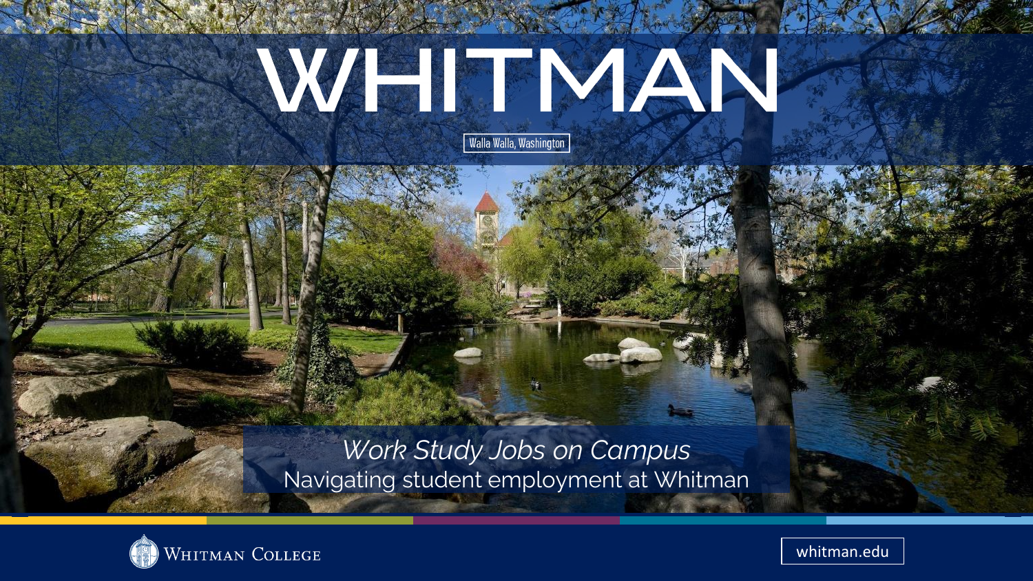# WHITMAN

Walla Walla, Washington

*Work Study Jobs on Campus*

Navigating student employment at Whitman

Whitman College

whitman.edu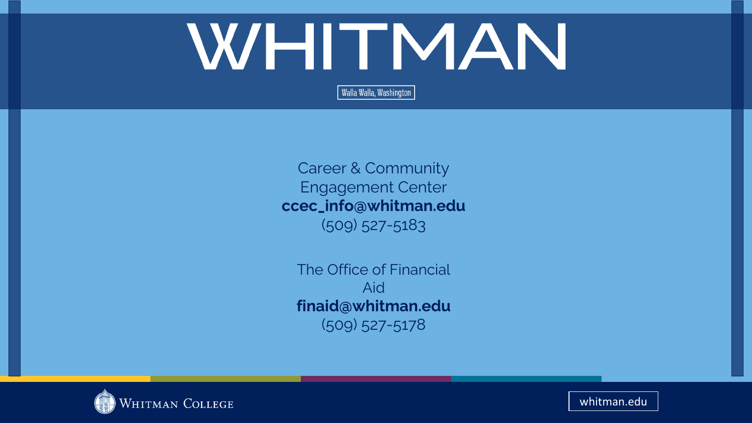# WHITMAN

Walla Walla, Washington

Career & Community Engagement Center
**ccec_info@whitman.edu**
(509) 527-5183

The Office of Financial Aid
**finaid@whitman.edu**
(509) 527-5178

Whitman College

whitman.edu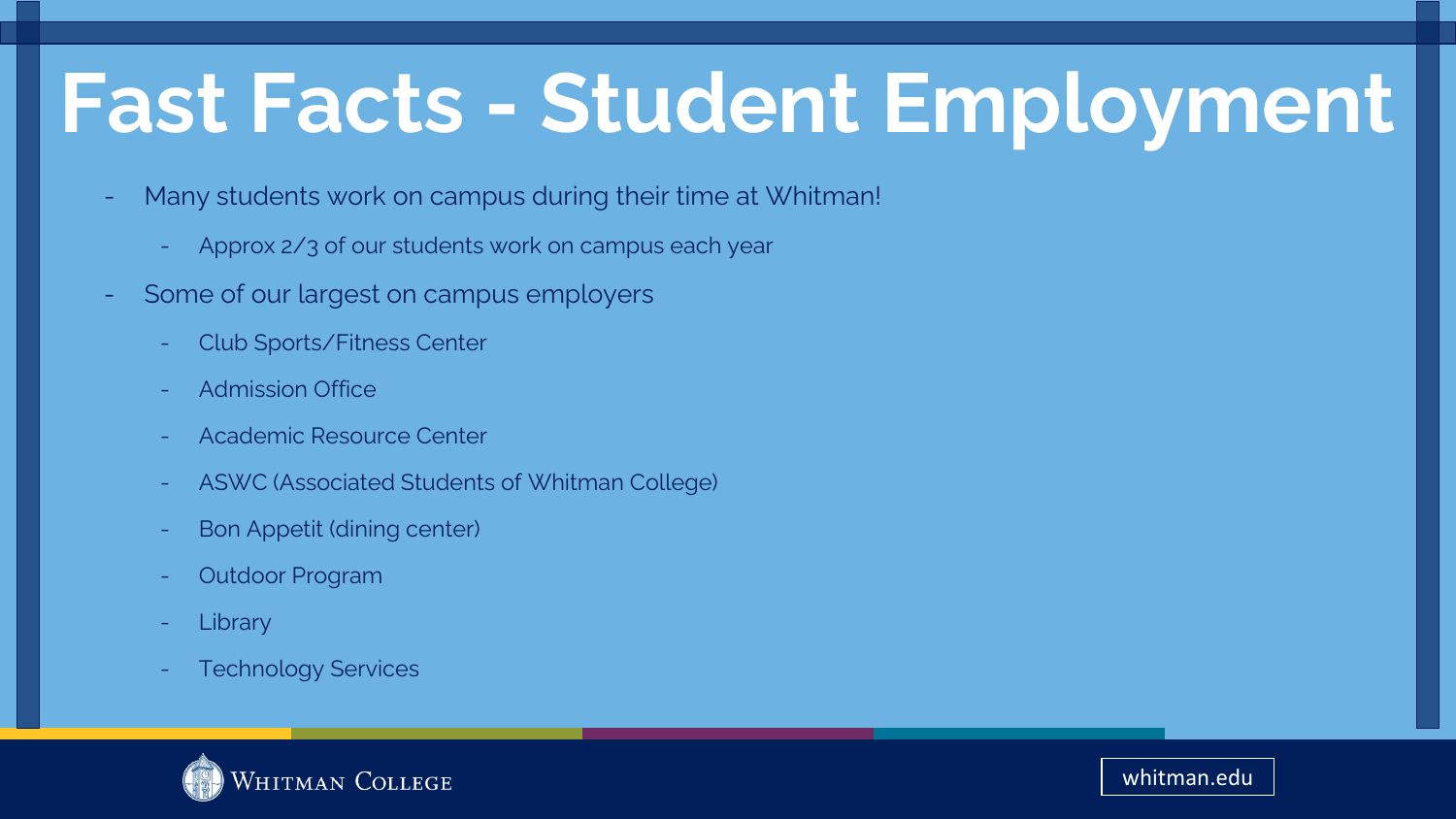# Fast Facts - Student Employment

- Many students work on campus during their time at Whitman!
  - Approx 2/3 of our students work on campus each year
- Some of our largest on campus employers
  - Club Sports/Fitness Center
  - Admission Office
  - Academic Resource Center
  - ASWC (Associated Students of Whitman College)
  - Bon Appetit (dining center)
  - Outdoor Program
  - Library
  - Technology Services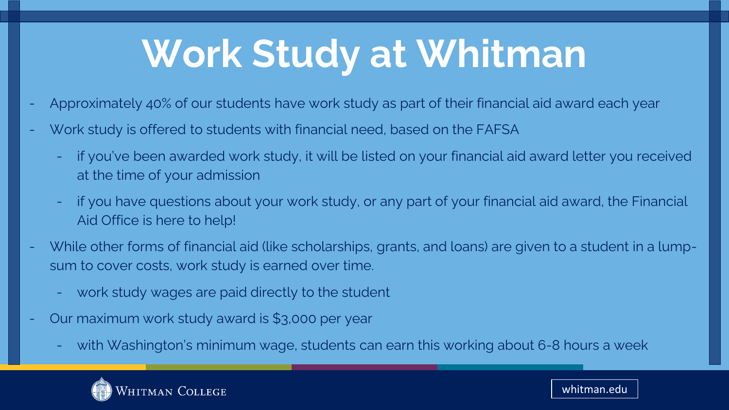# Work Study at Whitman

- Approximately 40% of our students have work study as part of their financial aid award each year
- Work study is offered to students with financial need, based on the FAFSA
  - if you've been awarded work study, it will be listed on your financial aid award letter you received at the time of your admission
  - if you have questions about your work study, or any part of your financial aid award, the Financial Aid Office is here to help!
- While other forms of financial aid (like scholarships, grants, and loans) are given to a student in a lump-sum to cover costs, work study is earned over time.
  - work study wages are paid directly to the student
- Our maximum work study award is $3,000 per year
  - with Washington's minimum wage, students can earn this working about 6-8 hours a week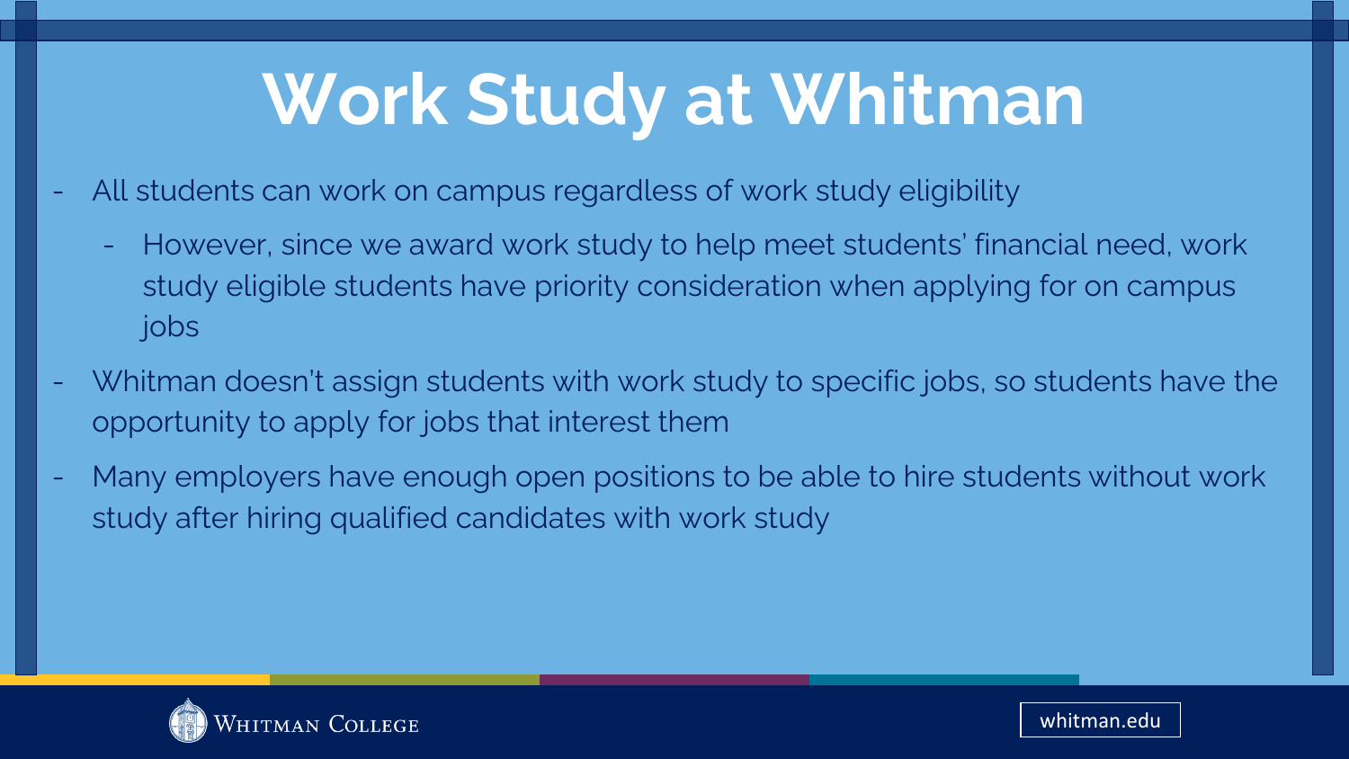# Work Study at Whitman

- All students can work on campus regardless of work study eligibility
  - However, since we award work study to help meet students' financial need, work study eligible students have priority consideration when applying for on campus jobs
- Whitman doesn't assign students with work study to specific jobs, so students have the opportunity to apply for jobs that interest them
- Many employers have enough open positions to be able to hire students without work study after hiring qualified candidates with work study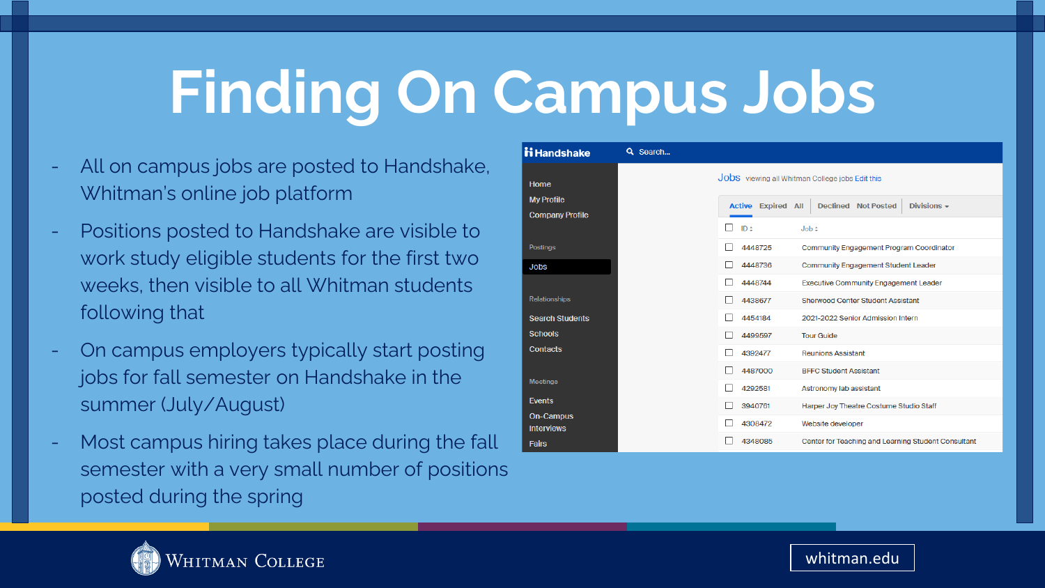# Finding On Campus Jobs

- All on campus jobs are posted to Handshake, Whitman's online job platform
- Positions posted to Handshake are visible to work study eligible students for the first two weeks, then visible to all Whitman students following that
- On campus employers typically start posting jobs for fall semester on Handshake in the summer (July/August)
- Most campus hiring takes place during the fall semester with a very small number of positions posted during the spring

**Handshake** Search...

Home
My Profile
Company Profile

Postings
Jobs

Relationships
Search Students
Schools
Contacts

Meetings
Events
On-Campus Interviews
Fairs

Jobs viewing all Whitman College jobs Edit this

Active | Expired | All | Declined | Not Posted | Divisions

| ID | Job |
|---|---|
| 4448725 | Community Engagement Program Coordinator |
| 4448736 | Community Engagement Student Leader |
| 4448744 | Executive Community Engagement Leader |
| 4438677 | Sherwood Center Student Assistant |
| 4454184 | 2021-2022 Senior Admission Intern |
| 4499597 | Tour Guide |
| 4392477 | Reunions Assistant |
| 4487000 | BFFC Student Assistant |
| 4292581 | Astronomy lab assistant |
| 3940761 | Harper Joy Theatre Costume Studio Staff |
| 4308472 | Website developer |
| 4348085 | Center for Teaching and Learning Student Consultant |

Whitman College

whitman.edu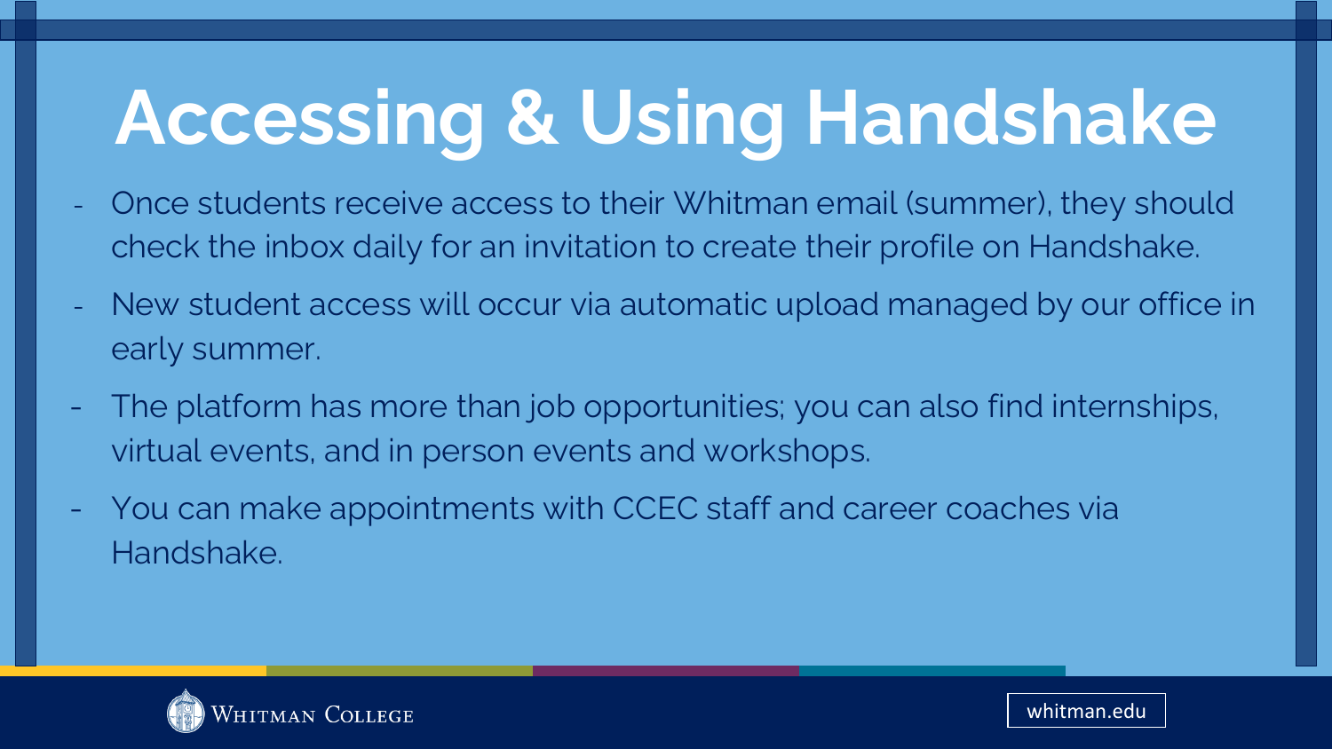# Accessing & Using Handshake

- Once students receive access to their Whitman email (summer), they should check the inbox daily for an invitation to create their profile on Handshake.
- New student access will occur via automatic upload managed by our office in early summer.
- The platform has more than job opportunities; you can also find internships, virtual events, and in person events and workshops.
- You can make appointments with CCEC staff and career coaches via Handshake.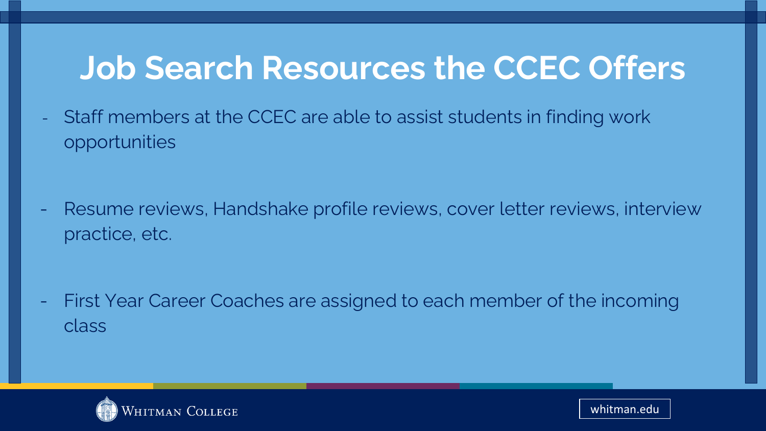# Job Search Resources the CCEC Offers

- Staff members at the CCEC are able to assist students in finding work opportunities

- Resume reviews, Handshake profile reviews, cover letter reviews, interview practice, etc.

- First Year Career Coaches are assigned to each member of the incoming class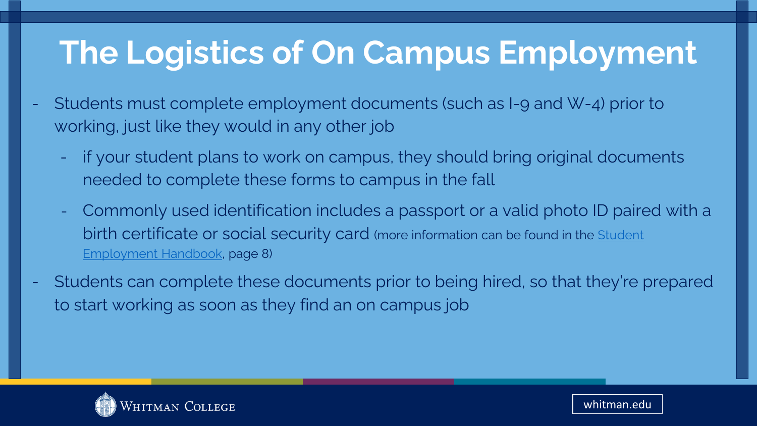# The Logistics of On Campus Employment

- Students must complete employment documents (such as I-9 and W-4) prior to working, just like they would in any other job
  - if your student plans to work on campus, they should bring original documents needed to complete these forms to campus in the fall
  - Commonly used identification includes a passport or a valid photo ID paired with a birth certificate or social security card (more information can be found in the Student Employment Handbook, page 8)
- Students can complete these documents prior to being hired, so that they're prepared to start working as soon as they find an on campus job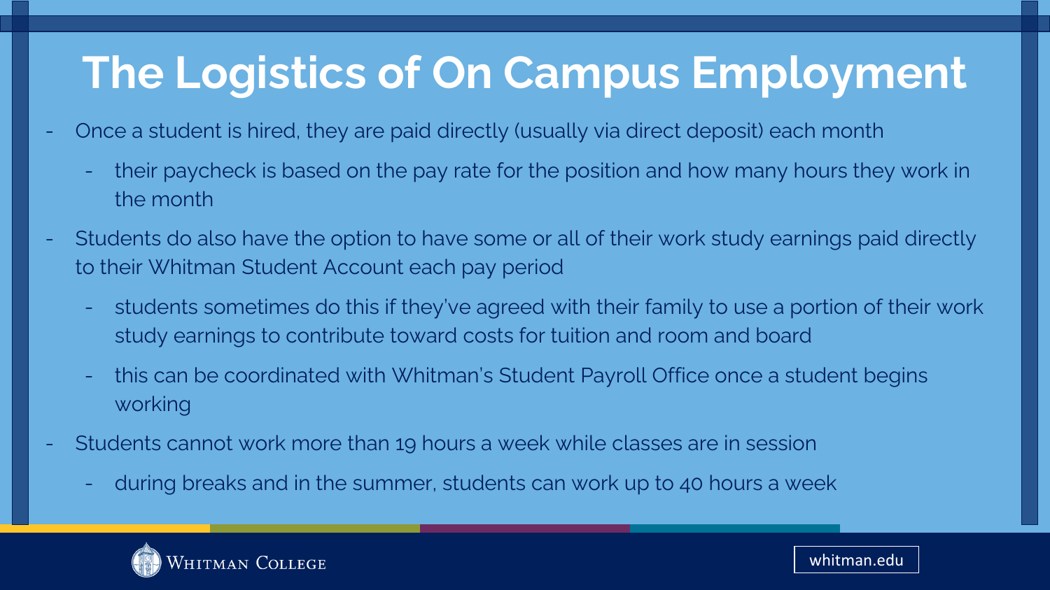# The Logistics of On Campus Employment

- Once a student is hired, they are paid directly (usually via direct deposit) each month
  - their paycheck is based on the pay rate for the position and how many hours they work in the month
- Students do also have the option to have some or all of their work study earnings paid directly to their Whitman Student Account each pay period
  - students sometimes do this if they've agreed with their family to use a portion of their work study earnings to contribute toward costs for tuition and room and board
  - this can be coordinated with Whitman's Student Payroll Office once a student begins working
- Students cannot work more than 19 hours a week while classes are in session
  - during breaks and in the summer, students can work up to 40 hours a week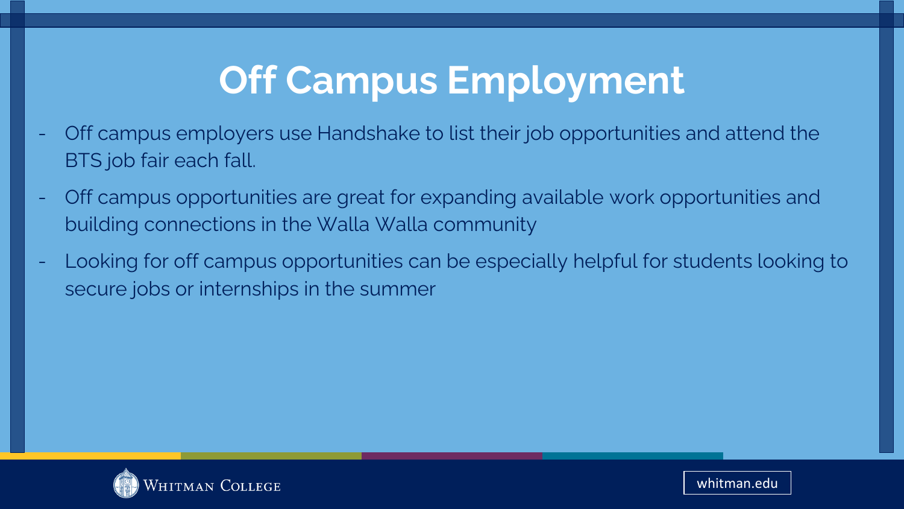# Off Campus Employment

- Off campus employers use Handshake to list their job opportunities and attend the BTS job fair each fall.
- Off campus opportunities are great for expanding available work opportunities and building connections in the Walla Walla community
- Looking for off campus opportunities can be especially helpful for students looking to secure jobs or internships in the summer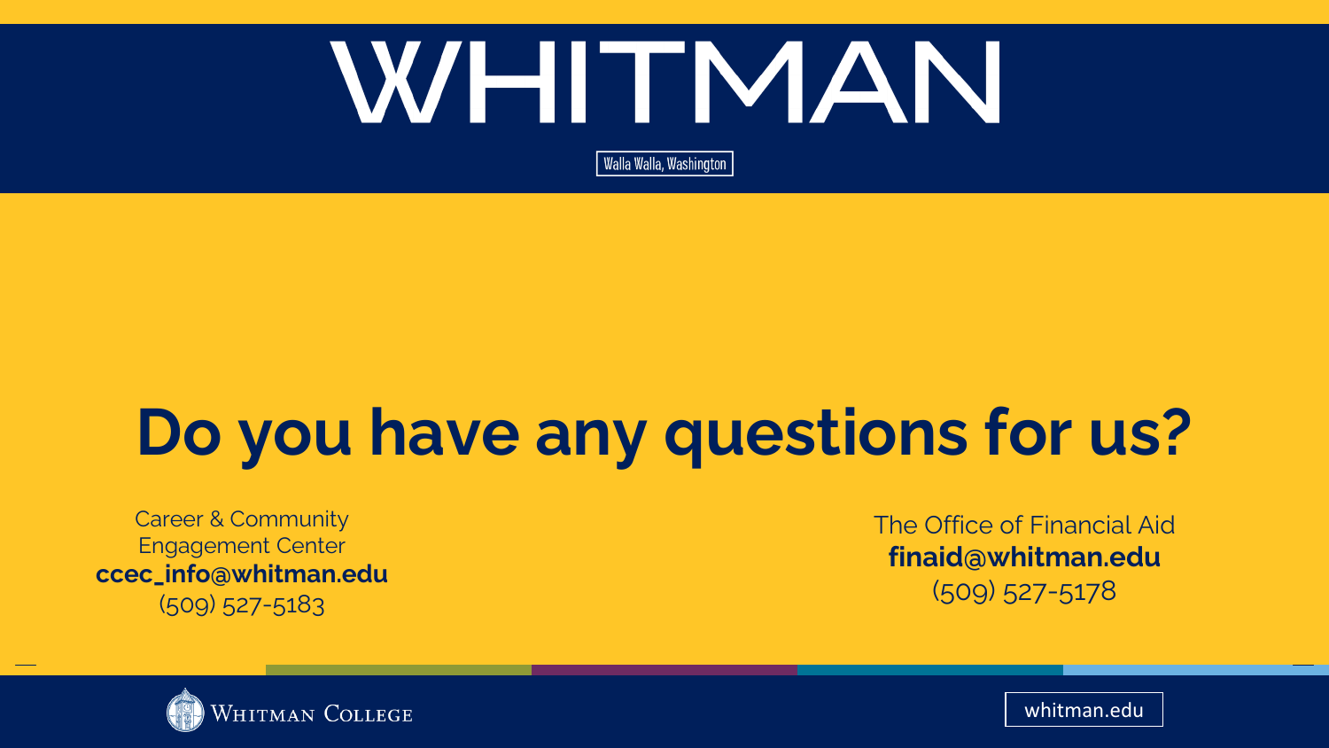# WHITMAN

Walla Walla, Washington

## Do you have any questions for us?

Career & Community Engagement Center
**ccec_info@whitman.edu**
(509) 527-5183

The Office of Financial Aid
**finaid@whitman.edu**
(509) 527-5178

Whitman College

whitman.edu